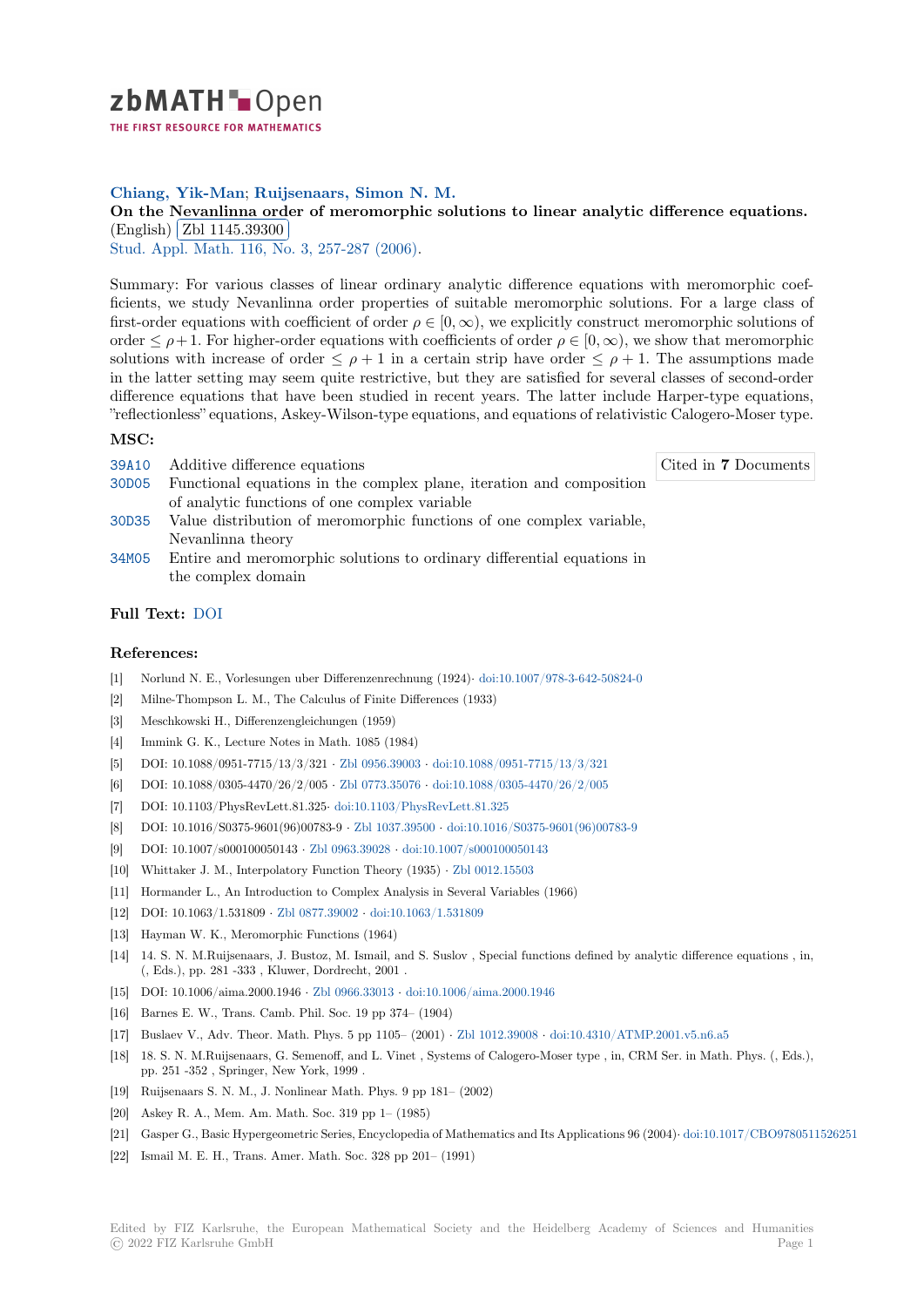**Chiang, Yik-Man; Ruijsenaars, Simon N. M.**

**On the Nevanlinna order of meromorphic solutions to linear analytic difference equations.** (English) Zbl 1145.39300

Stud. Appl. Math. 116, No. 3, 257-287 (2006).

Summary: For various classes of linear ordinary analytic difference equations with meromorphic coefficients, we study Nevanlinna order properties of suitable meromorphic solutions. For a large class of first-order equations with coefficient of order $\rho \in [0, \infty)$, we explicitly construct meromorphic solutions of order $\leq \rho + 1$. For higher-order equations with coefficients of order $\rho \in [0, \infty)$, we show that meromorphic solutions with increase of order $\leq \rho + 1$ in a certain strip have order $\leq \rho + 1$. The assumptions made in the latter setting may seem quite restrictive, but they are satisfied for several classes of second-order difference equations that have been studied in recent years. The latter include Harper-type equations, "reflectionless" equations, Askey-Wilson-type equations, and equations of relativistic Calogero-Moser type.

**MSC:**

39A10 Additive difference equations

30D05 Functional equations in the complex plane, iteration and composition of analytic functions of one complex variable

30D35 Value distribution of meromorphic functions of one complex variable, Nevanlinna theory

34M05 Entire and meromorphic solutions to ordinary differential equations in the complex domain

Cited in **7** Documents

**Full Text:** DOI

**References:**

[1] Norlund N. E., Vorlesungen uber Differenzenrechnung (1924)· doi:10.1007/978-3-642-50824-0

[2] Milne-Thompson L. M., The Calculus of Finite Differences (1933)

[3] Meschkowski H., Differenzengleichungen (1959)

[4] Immink G. K., Lecture Notes in Math. 1085 (1984)

[5] DOI: 10.1088/0951-7715/13/3/321 · Zbl 0956.39003 · doi:10.1088/0951-7715/13/3/321

[6] DOI: 10.1088/0305-4470/26/2/005 · Zbl 0773.35076 · doi:10.1088/0305-4470/26/2/005

[7] DOI: 10.1103/PhysRevLett.81.325· doi:10.1103/PhysRevLett.81.325

[8] DOI: 10.1016/S0375-9601(96)00783-9 · Zbl 1037.39500 · doi:10.1016/S0375-9601(96)00783-9

[9] DOI: 10.1007/s000100050143 · Zbl 0963.39028 · doi:10.1007/s000100050143

[10] Whittaker J. M., Interpolatory Function Theory (1935) · Zbl 0012.15503

[11] Hormander L., An Introduction to Complex Analysis in Several Variables (1966)

[12] DOI: 10.1063/1.531809 · Zbl 0877.39002 · doi:10.1063/1.531809

[13] Hayman W. K., Meromorphic Functions (1964)

[14] 14. S. N. M.Ruijsenaars, J. Bustoz, M. Ismail, and S. Suslov , Special functions defined by analytic difference equations , in, (, Eds.), pp. 281 -333 , Kluwer, Dordrecht, 2001 .

[15] DOI: 10.1006/aima.2000.1946 · Zbl 0966.33013 · doi:10.1006/aima.2000.1946

[16] Barnes E. W., Trans. Camb. Phil. Soc. 19 pp 374– (1904)

[17] Buslaev V., Adv. Theor. Math. Phys. 5 pp 1105– (2001) · Zbl 1012.39008 · doi:10.4310/ATMP.2001.v5.n6.a5

[18] 18. S. N. M.Ruijsenaars, G. Semenoff, and L. Vinet , Systems of Calogero-Moser type , in, CRM Ser. in Math. Phys. (, Eds.), pp. 251 -352 , Springer, New York, 1999 .

[19] Ruijsenaars S. N. M., J. Nonlinear Math. Phys. 9 pp 181– (2002)

[20] Askey R. A., Mem. Am. Math. Soc. 319 pp 1– (1985)

[21] Gasper G., Basic Hypergeometric Series, Encyclopedia of Mathematics and Its Applications 96 (2004)· doi:10.1017/CBO9780511526251

[22] Ismail M. E. H., Trans. Amer. Math. Soc. 328 pp 201– (1991)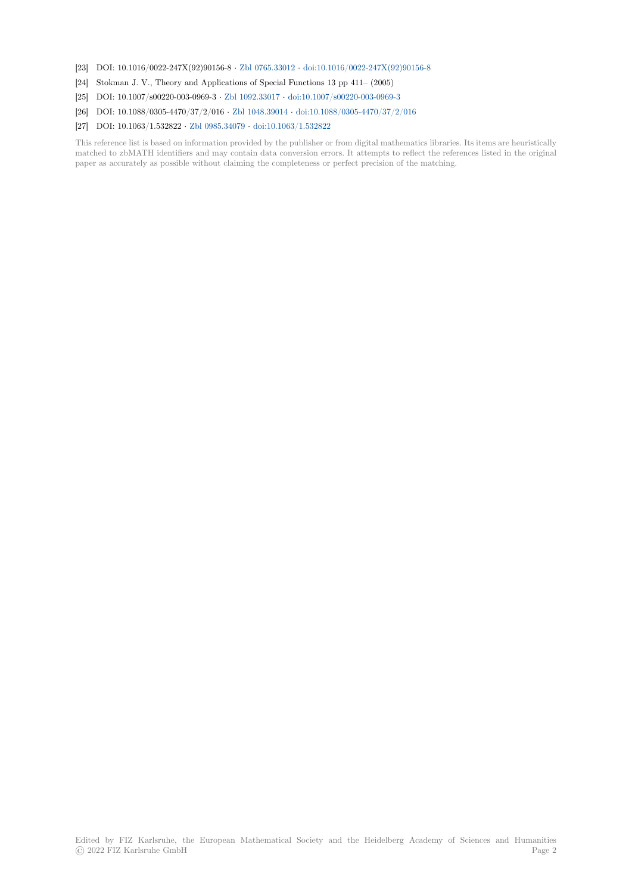[23] DOI: 10.1016/0022-247X(92)90156-8 · Zbl 0765.33012 · doi:10.1016/0022-247X(92)90156-8

[24] Stokman J. V., Theory and Applications of Special Functions 13 pp 411– (2005)

[25] DOI: 10.1007/s00220-003-0969-3 · Zbl 1092.33017 · doi:10.1007/s00220-003-0969-3

[26] DOI: 10.1088/0305-4470/37/2/016 · Zbl 1048.39014 · doi:10.1088/0305-4470/37/2/016

[27] DOI: 10.1063/1.532822 · Zbl 0985.34079 · doi:10.1063/1.532822

This reference list is based on information provided by the publisher or from digital mathematics libraries. Its items are heuristically matched to zbMATH identifiers and may contain data conversion errors. It attempts to reflect the references listed in the original paper as accurately as possible without claiming the completeness or perfect precision of the matching.